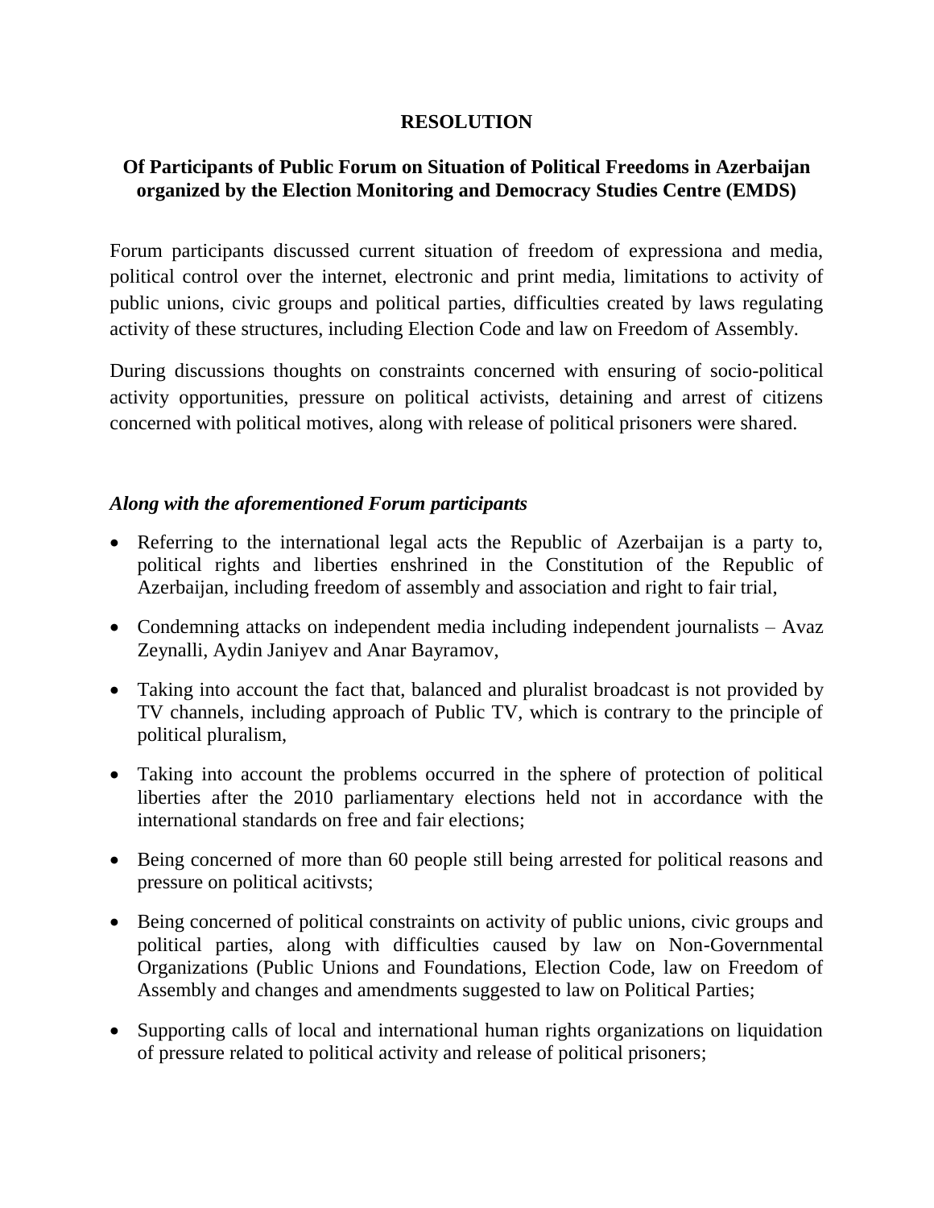# RESOLUTION

## Of Participants of Public Forum on Situation of Political Freedoms in Azerbaijan organized by the Election Monitoring and Democracy Studies Centre (EMDS)

Forum participants discussed current situation of freedom of expressiona and media, political control over the internet, electronic and print media, limitations to activity of public unions, civic groups and political parties, difficulties created by laws regulating activity of these structures, including Election Code and law on Freedom of Assembly.

During discussions thoughts on constraints concerned with ensuring of socio-political activity opportunities, pressure on political activists, detaining and arrest of citizens concerned with political motives, along with release of political prisoners were shared.

***Along with the aforementioned Forum participants***

- Referring to the international legal acts the Republic of Azerbaijan is a party to, political rights and liberties enshrined in the Constitution of the Republic of Azerbaijan, including freedom of assembly and association and right to fair trial,
- Condemning attacks on independent media including independent journalists – Avaz Zeynalli, Aydin Janiyev and Anar Bayramov,
- Taking into account the fact that, balanced and pluralist broadcast is not provided by TV channels, including approach of Public TV, which is contrary to the principle of political pluralism,
- Taking into account the problems occurred in the sphere of protection of political liberties after the 2010 parliamentary elections held not in accordance with the international standards on free and fair elections;
- Being concerned of more than 60 people still being arrested for political reasons and pressure on political acitivsts;
- Being concerned of political constraints on activity of public unions, civic groups and political parties, along with difficulties caused by law on Non-Governmental Organizations (Public Unions and Foundations, Election Code, law on Freedom of Assembly and changes and amendments suggested to law on Political Parties;
- Supporting calls of local and international human rights organizations on liquidation of pressure related to political activity and release of political prisoners;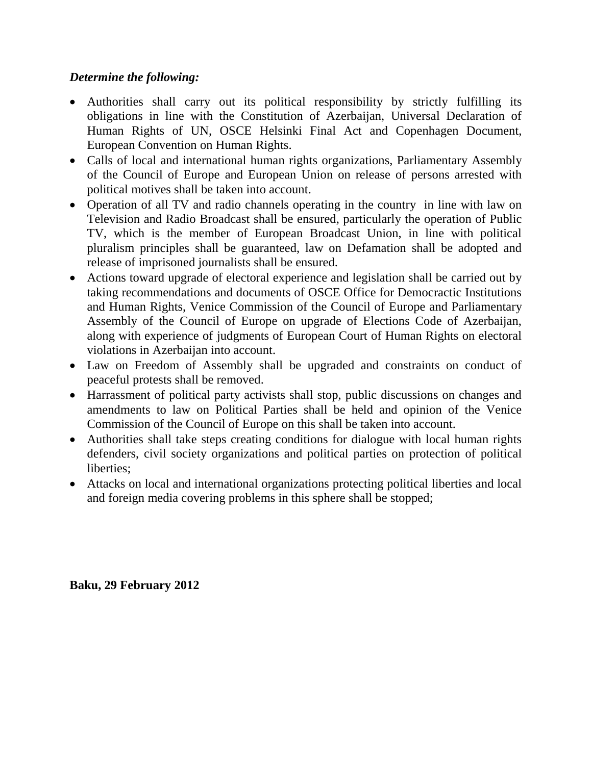***Determine the following:***

- Authorities shall carry out its political responsibility by strictly fulfilling its obligations in line with the Constitution of Azerbaijan, Universal Declaration of Human Rights of UN, OSCE Helsinki Final Act and Copenhagen Document, European Convention on Human Rights.
- Calls of local and international human rights organizations, Parliamentary Assembly of the Council of Europe and European Union on release of persons arrested with political motives shall be taken into account.
- Operation of all TV and radio channels operating in the country in line with law on Television and Radio Broadcast shall be ensured, particularly the operation of Public TV, which is the member of European Broadcast Union, in line with political pluralism principles shall be guaranteed, law on Defamation shall be adopted and release of imprisoned journalists shall be ensured.
- Actions toward upgrade of electoral experience and legislation shall be carried out by taking recommendations and documents of OSCE Office for Democractic Institutions and Human Rights, Venice Commission of the Council of Europe and Parliamentary Assembly of the Council of Europe on upgrade of Elections Code of Azerbaijan, along with experience of judgments of European Court of Human Rights on electoral violations in Azerbaijan into account.
- Law on Freedom of Assembly shall be upgraded and constraints on conduct of peaceful protests shall be removed.
- Harrassment of political party activists shall stop, public discussions on changes and amendments to law on Political Parties shall be held and opinion of the Venice Commission of the Council of Europe on this shall be taken into account.
- Authorities shall take steps creating conditions for dialogue with local human rights defenders, civil society organizations and political parties on protection of political liberties;
- Attacks on local and international organizations protecting political liberties and local and foreign media covering problems in this sphere shall be stopped;

**Baku, 29 February 2012**